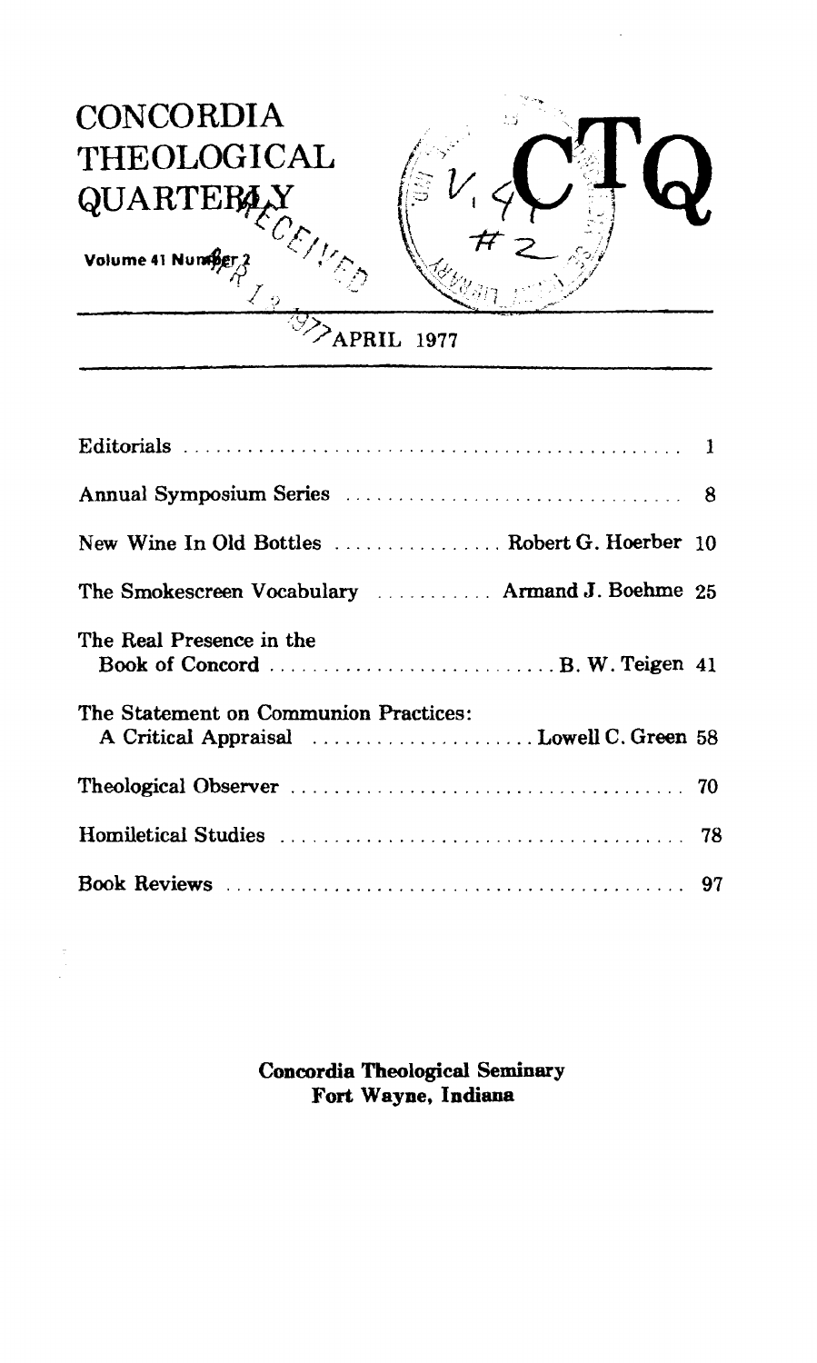# CONCORDIA THEOLOGICAL QUARTERLY

# CTQ

Volume 41 Number 2

APRIL 1977

| | | |
|---|---|---|
| Editorials | | 1 |
| Annual Symposium Series | | 8 |
| New Wine In Old Bottles | Robert G. Hoerber | 10 |
| The Smokescreen Vocabulary | Armand J. Boehme | 25 |
| The Real Presence in the Book of Concord | B. W. Teigen | 41 |
| The Statement on Communion Practices: A Critical Appraisal | Lowell C. Green | 58 |
| Theological Observer | | 70 |
| Homiletical Studies | | 78 |
| Book Reviews | | 97 |

**Concordia Theological Seminary**
**Fort Wayne, Indiana**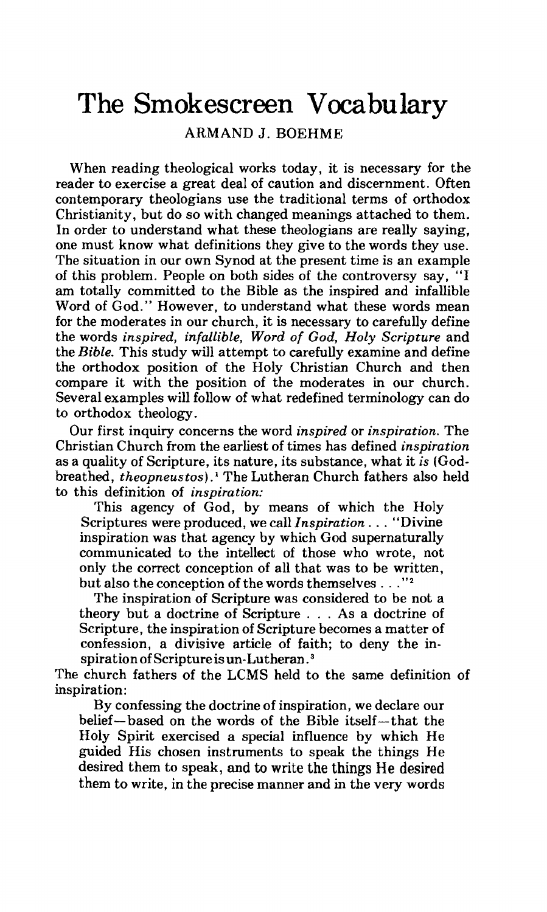# The Smokescreen Vocabulary

ARMAND J. BOEHME

When reading theological works today, it is necessary for the reader to exercise a great deal of caution and discernment. Often contemporary theologians use the traditional terms of orthodox Christianity, but do so with changed meanings attached to them. In order to understand what these theologians are really saying, one must know what definitions they give to the words they use. The situation in our own Synod at the present time is an example of this problem. People on both sides of the controversy say, "I am totally committed to the Bible as the inspired and infallible Word of God." However, to understand what these words mean for the moderates in our church, it is necessary to carefully define the words *inspired, infallible, Word of God, Holy Scripture* and the *Bible*. This study will attempt to carefully examine and define the orthodox position of the Holy Christian Church and then compare it with the position of the moderates in our church. Several examples will follow of what redefined terminology can do to orthodox theology.

Our first inquiry concerns the word *inspired* or *inspiration*. The Christian Church from the earliest of times has defined *inspiration* as a quality of Scripture, its nature, its substance, what it *is* (God-breathed, *theopneustos*).[1] The Lutheran Church fathers also held to this definition of *inspiration:*

> This agency of God, by means of which the Holy Scriptures were produced, we call *Inspiration* . . . "Divine inspiration was that agency by which God supernaturally communicated to the intellect of those who wrote, not only the correct conception of all that was to be written, but also the conception of the words themselves . . ."[2]
>
> The inspiration of Scripture was considered to be not a theory but a doctrine of Scripture . . . As a doctrine of Scripture, the inspiration of Scripture becomes a matter of confession, a divisive article of faith; to deny the inspiration of Scripture is un-Lutheran.[3]

The church fathers of the LCMS held to the same definition of inspiration:

> By confessing the doctrine of inspiration, we declare our belief—based on the words of the Bible itself—that the Holy Spirit exercised a special influence by which He guided His chosen instruments to speak the things He desired them to speak, and to write the things He desired them to write, in the precise manner and in the very words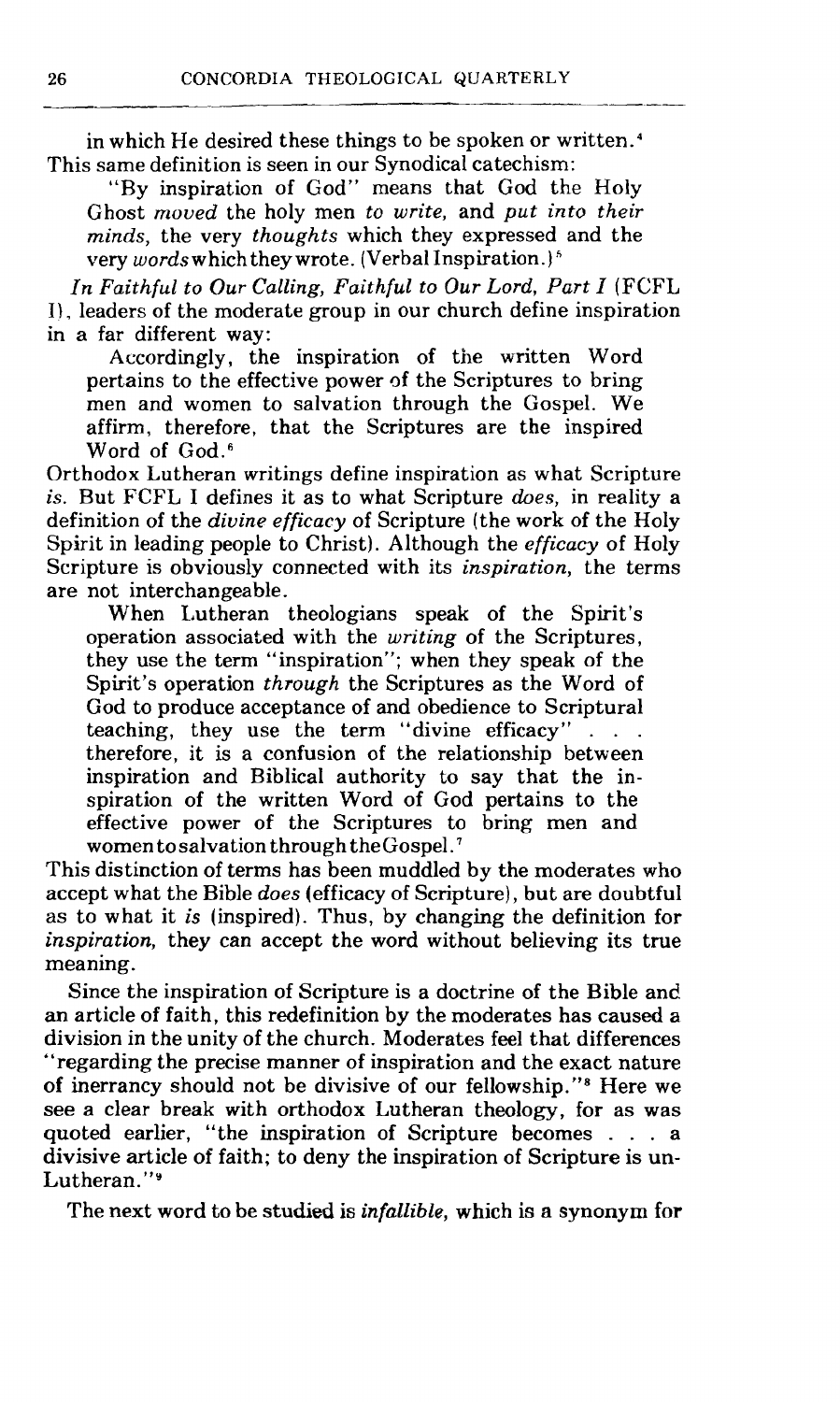in which He desired these things to be spoken or written.[4] This same definition is seen in our Synodical catechism:

> "By inspiration of God" means that God the Holy Ghost *moved* the holy men *to write*, and *put into their minds*, the very *thoughts* which they expressed and the very *words* which they wrote. (Verbal Inspiration.)[5]

*In Faithful to Our Calling, Faithful to Our Lord, Part I* (FCFL I), leaders of the moderate group in our church define inspiration in a far different way:

> Accordingly, the inspiration of the written Word pertains to the effective power of the Scriptures to bring men and women to salvation through the Gospel. We affirm, therefore, that the Scriptures are the inspired Word of God.[6]

Orthodox Lutheran writings define inspiration as what Scripture *is*. But FCFL I defines it as to what Scripture *does*, in reality a definition of the *divine efficacy* of Scripture (the work of the Holy Spirit in leading people to Christ). Although the *efficacy* of Holy Scripture is obviously connected with its *inspiration*, the terms are not interchangeable.

> When Lutheran theologians speak of the Spirit's operation associated with the *writing* of the Scriptures, they use the term "inspiration"; when they speak of the Spirit's operation *through* the Scriptures as the Word of God to produce acceptance of and obedience to Scriptural teaching, they use the term "divine efficacy" . . . therefore, it is a confusion of the relationship between inspiration and Biblical authority to say that the inspiration of the written Word of God pertains to the effective power of the Scriptures to bring men and women to salvation through the Gospel.[7]

This distinction of terms has been muddled by the moderates who accept what the Bible *does* (efficacy of Scripture), but are doubtful as to what it *is* (inspired). Thus, by changing the definition for *inspiration*, they can accept the word without believing its true meaning.

Since the inspiration of Scripture is a doctrine of the Bible and an article of faith, this redefinition by the moderates has caused a division in the unity of the church. Moderates feel that differences "regarding the precise manner of inspiration and the exact nature of inerrancy should not be divisive of our fellowship."[8] Here we see a clear break with orthodox Lutheran theology, for as was quoted earlier, "the inspiration of Scripture becomes . . . a divisive article of faith; to deny the inspiration of Scripture is un-Lutheran."[9]

The next word to be studied is *infallible*, which is a synonym for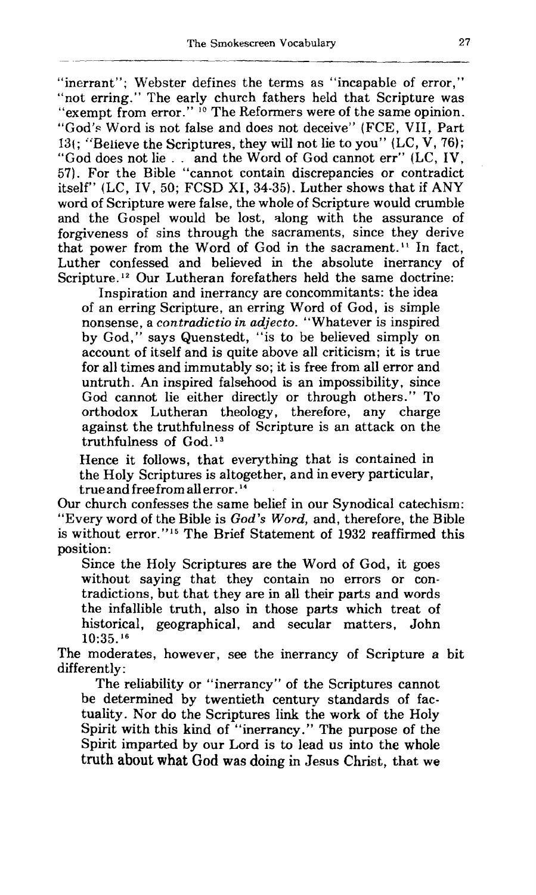"inerrant"; Webster defines the terms as "incapable of error," "not erring." The early church fathers held that Scripture was "exempt from error."[10] The Reformers were of the same opinion. "God's Word is not false and does not deceive" (FCE, VII, Part 13(; "Believe the Scriptures, they will not lie to you" (LC, V, 76); "God does not lie . . and the Word of God cannot err" (LC, IV, 57). For the Bible "cannot contain discrepancies or contradict itself" (LC, IV, 50; FCSD XI, 34-35). Luther shows that if ANY word of Scripture were false, the whole of Scripture would crumble and the Gospel would be lost, along with the assurance of forgiveness of sins through the sacraments, since they derive that power from the Word of God in the sacrament.[11] In fact, Luther confessed and believed in the absolute inerrancy of Scripture.[12] Our Lutheran forefathers held the same doctrine:

> Inspiration and inerrancy are concommitants: the idea of an erring Scripture, an erring Word of God, is simple nonsense, a *contradictio in adjecto.* "Whatever is inspired by God," says Quenstedt, "is to be believed simply on account of itself and is quite above all criticism; it is true for all times and immutably so; it is free from all error and untruth. An inspired falsehood is an impossibility, since God cannot lie either directly or through others." To orthodox Lutheran theology, therefore, any charge against the truthfulness of Scripture is an attack on the truthfulness of God.[13]

> Hence it follows, that everything that is contained in the Holy Scriptures is altogether, and in every particular, true and free from all error.[14]

Our church confesses the same belief in our Synodical catechism: "Every word of the Bible is *God's Word,* and, therefore, the Bible is without error."[15] The Brief Statement of 1932 reaffirmed this position:

> Since the Holy Scriptures are the Word of God, it goes without saying that they contain no errors or contradictions, but that they are in all their parts and words the infallible truth, also in those parts which treat of historical, geographical, and secular matters, John 10:35.[16]

The moderates, however, see the inerrancy of Scripture a bit differently:

> The reliability or "inerrancy" of the Scriptures cannot be determined by twentieth century standards of factuality. Nor do the Scriptures link the work of the Holy Spirit with this kind of "inerrancy." The purpose of the Spirit imparted by our Lord is to lead us into the whole truth about what God was doing in Jesus Christ, that we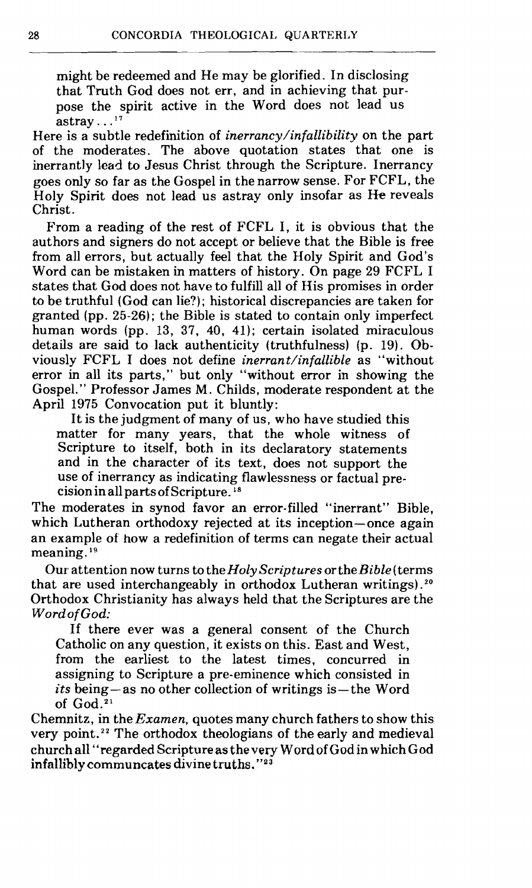might be redeemed and He may be glorified. In disclosing that Truth God does not err, and in achieving that purpose the spirit active in the Word does not lead us astray...[17]

Here is a subtle redefinition of *inerrancy/infallibility* on the part of the moderates. The above quotation states that one is inerrantly lead to Jesus Christ through the Scripture. Inerrancy goes only so far as the Gospel in the narrow sense. For FCFL, the Holy Spirit does not lead us astray only insofar as He reveals Christ.

From a reading of the rest of FCFL I, it is obvious that the authors and signers do not accept or believe that the Bible is free from all errors, but actually feel that the Holy Spirit and God's Word can be mistaken in matters of history. On page 29 FCFL I states that God does not have to fulfill all of His promises in order to be truthful (God can lie?); historical discrepancies are taken for granted (pp. 25-26); the Bible is stated to contain only imperfect human words (pp. 13, 37, 40, 41); certain isolated miraculous details are said to lack authenticity (truthfulness) (p. 19). Obviously FCFL I does not define *inerrant/infallible* as "without error in all its parts," but only "without error in showing the Gospel." Professor James M. Childs, moderate respondent at the April 1975 Convocation put it bluntly:

> It is the judgment of many of us, who have studied this matter for many years, that the whole witness of Scripture to itself, both in its declaratory statements and in the character of its text, does not support the use of inerrancy as indicating flawlessness or factual precision in all parts of Scripture.[18]

The moderates in synod favor an error-filled "inerrant" Bible, which Lutheran orthodoxy rejected at its inception—once again an example of how a redefinition of terms can negate their actual meaning.[19]

Our attention now turns to the *Holy Scriptures* or the *Bible* (terms that are used interchangeably in orthodox Lutheran writings).[20] Orthodox Christianity has always held that the Scriptures are the *Word of God:*

> If there ever was a general consent of the Church Catholic on any question, it exists on this. East and West, from the earliest to the latest times, concurred in assigning to Scripture a pre-eminence which consisted in *its* being—as no other collection of writings is—the Word of God.[21]

Chemnitz, in the *Examen*, quotes many church fathers to show this very point.[22] The orthodox theologians of the early and medieval church all "regarded Scripture as the very Word of God in which God infallibly communcates divine truths."[23]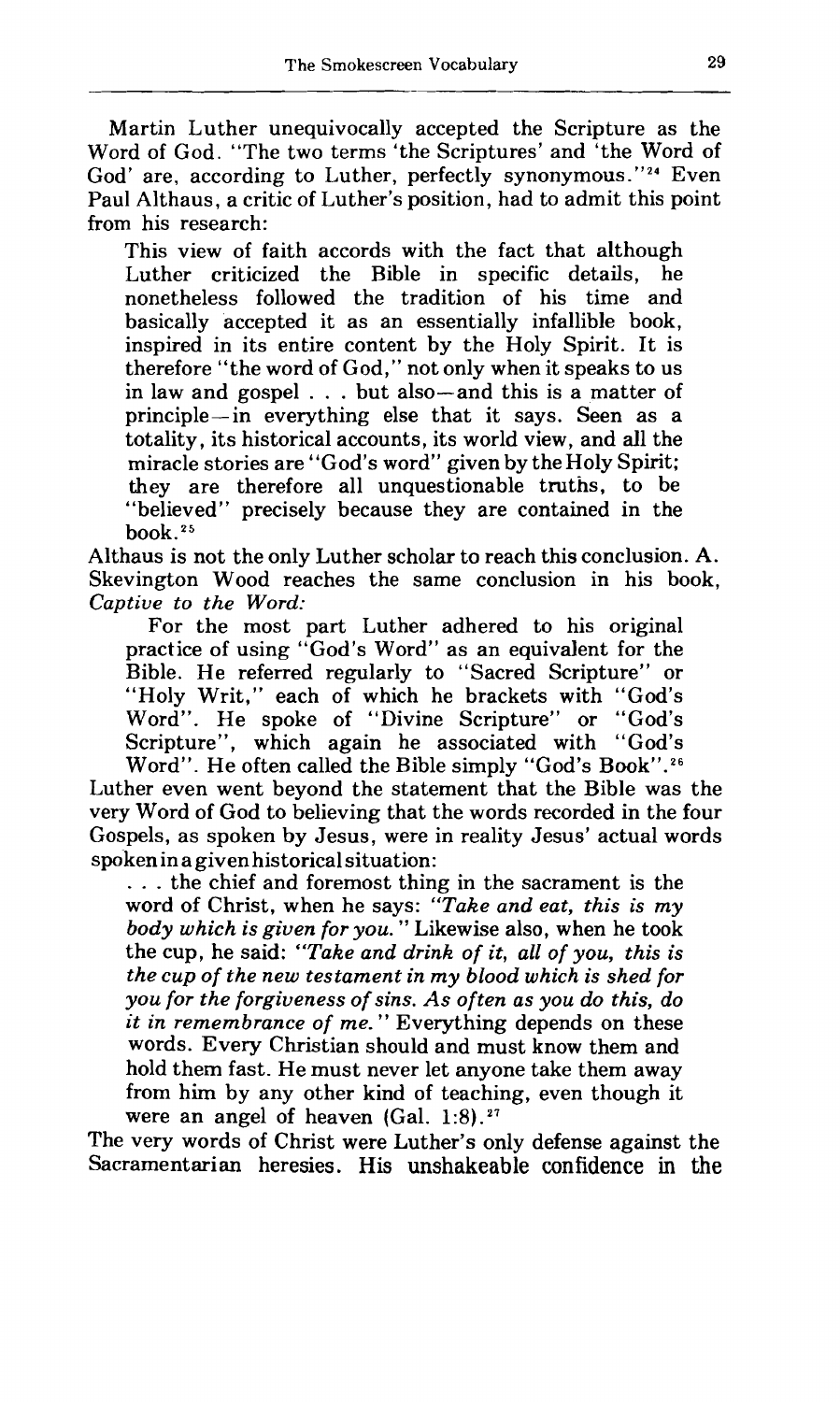Martin Luther unequivocally accepted the Scripture as the Word of God. "The two terms 'the Scriptures' and 'the Word of God' are, according to Luther, perfectly synonymous."[24] Even Paul Althaus, a critic of Luther's position, had to admit this point from his research:

> This view of faith accords with the fact that although Luther criticized the Bible in specific details, he nonetheless followed the tradition of his time and basically accepted it as an essentially infallible book, inspired in its entire content by the Holy Spirit. It is therefore "the word of God," not only when it speaks to us in law and gospel . . . but also—and this is a matter of principle—in everything else that it says. Seen as a totality, its historical accounts, its world view, and all the miracle stories are "God's word" given by the Holy Spirit; they are therefore all unquestionable truths, to be "believed" precisely because they are contained in the book.[25]

Althaus is not the only Luther scholar to reach this conclusion. A. Skevington Wood reaches the same conclusion in his book, *Captive to the Word:*

> For the most part Luther adhered to his original practice of using "God's Word" as an equivalent for the Bible. He referred regularly to "Sacred Scripture" or "Holy Writ," each of which he brackets with "God's Word". He spoke of "Divine Scripture" or "God's Scripture", which again he associated with "God's Word". He often called the Bible simply "God's Book".[26]

Luther even went beyond the statement that the Bible was the very Word of God to believing that the words recorded in the four Gospels, as spoken by Jesus, were in reality Jesus' actual words spoken in a given historical situation:

> . . . the chief and foremost thing in the sacrament is the word of Christ, when he says: *"Take and eat, this is my body which is given for you."* Likewise also, when he took the cup, he said: *"Take and drink of it, all of you, this is the cup of the new testament in my blood which is shed for you for the forgiveness of sins. As often as you do this, do it in remembrance of me."* Everything depends on these words. Every Christian should and must know them and hold them fast. He must never let anyone take them away from him by any other kind of teaching, even though it were an angel of heaven (Gal. 1:8).[27]

The very words of Christ were Luther's only defense against the Sacramentarian heresies. His unshakeable confidence in the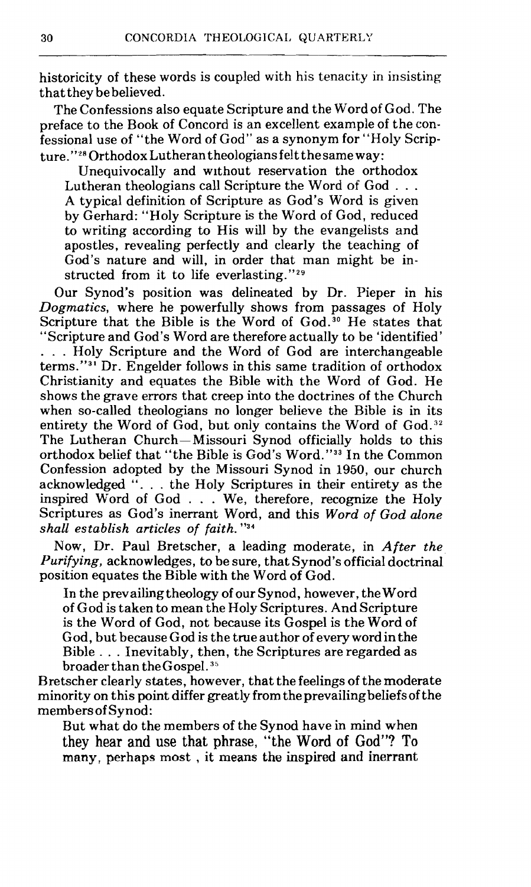historicity of these words is coupled with his tenacity in insisting that they be believed.

The Confessions also equate Scripture and the Word of God. The preface to the Book of Concord is an excellent example of the confessional use of "the Word of God" as a synonym for "Holy Scripture."[28] Orthodox Lutheran theologians felt the same way:

> Unequivocally and without reservation the orthodox Lutheran theologians call Scripture the Word of God . . . A typical definition of Scripture as God's Word is given by Gerhard: "Holy Scripture is the Word of God, reduced to writing according to His will by the evangelists and apostles, revealing perfectly and clearly the teaching of God's nature and will, in order that man might be instructed from it to life everlasting."[29]

Our Synod's position was delineated by Dr. Pieper in his *Dogmatics*, where he powerfully shows from passages of Holy Scripture that the Bible is the Word of God.[30] He states that "Scripture and God's Word are therefore actually to be 'identified' . . . Holy Scripture and the Word of God are interchangeable terms."[31] Dr. Engelder follows in this same tradition of orthodox Christianity and equates the Bible with the Word of God. He shows the grave errors that creep into the doctrines of the Church when so-called theologians no longer believe the Bible is in its entirety the Word of God, but only contains the Word of God.[32] The Lutheran Church—Missouri Synod officially holds to this orthodox belief that "the Bible is God's Word."[33] In the Common Confession adopted by the Missouri Synod in 1950, our church acknowledged ". . . the Holy Scriptures in their entirety as the inspired Word of God . . . We, therefore, recognize the Holy Scriptures as God's inerrant Word, and this *Word of God alone shall establish articles of faith.*"[34]

Now, Dr. Paul Bretscher, a leading moderate, in *After the Purifying*, acknowledges, to be sure, that Synod's official doctrinal position equates the Bible with the Word of God.

> In the prevailing theology of our Synod, however, the Word of God is taken to mean the Holy Scriptures. And Scripture is the Word of God, not because its Gospel is the Word of God, but because God is the true author of every word in the Bible . . . Inevitably, then, the Scriptures are regarded as broader than the Gospel.[35]

Bretscher clearly states, however, that the feelings of the moderate minority on this point differ greatly from the prevailing beliefs of the members of Synod:

> But what do the members of the Synod have in mind when they hear and use that phrase, "the Word of God"? To many, perhaps most , it means the inspired and inerrant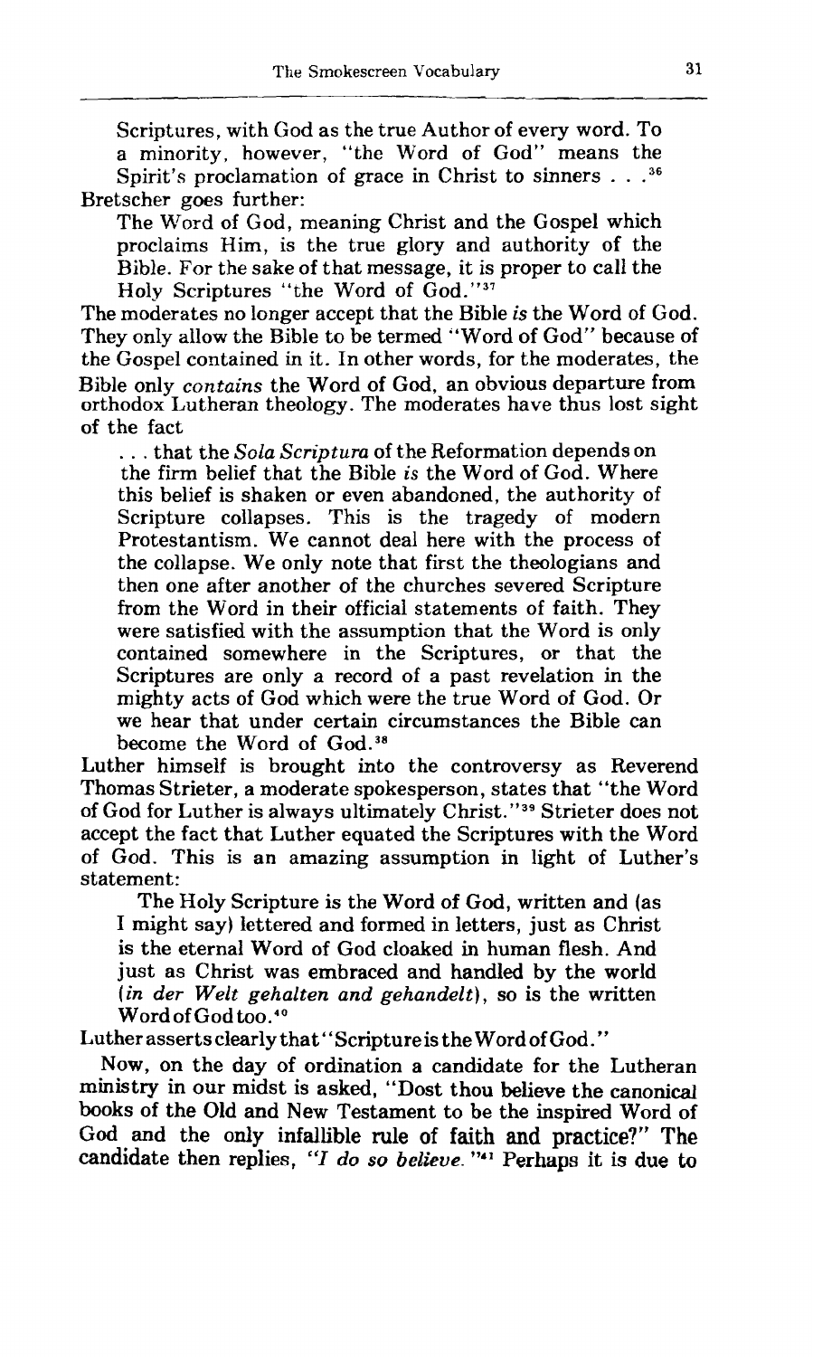> Scriptures, with God as the true Author of every word. To a minority, however, "the Word of God" means the Spirit's proclamation of grace in Christ to sinners . . .[36]

Bretscher goes further:

> The Word of God, meaning Christ and the Gospel which proclaims Him, is the true glory and authority of the Bible. For the sake of that message, it is proper to call the Holy Scriptures "the Word of God."[37]

The moderates no longer accept that the Bible *is* the Word of God. They only allow the Bible to be termed "Word of God" because of the Gospel contained in it. In other words, for the moderates, the Bible only *contains* the Word of God, an obvious departure from orthodox Lutheran theology. The moderates have thus lost sight of the fact

> . . . that the *Sola Scriptura* of the Reformation depends on the firm belief that the Bible *is* the Word of God. Where this belief is shaken or even abandoned, the authority of Scripture collapses. This is the tragedy of modern Protestantism. We cannot deal here with the process of the collapse. We only note that first the theologians and then one after another of the churches severed Scripture from the Word in their official statements of faith. They were satisfied with the assumption that the Word is only contained somewhere in the Scriptures, or that the Scriptures are only a record of a past revelation in the mighty acts of God which were the true Word of God. Or we hear that under certain circumstances the Bible can become the Word of God.[38]

Luther himself is brought into the controversy as Reverend Thomas Strieter, a moderate spokesperson, states that "the Word of God for Luther is always ultimately Christ."[39] Strieter does not accept the fact that Luther equated the Scriptures with the Word of God. This is an amazing assumption in light of Luther's statement:

> The Holy Scripture is the Word of God, written and (as I might say) lettered and formed in letters, just as Christ is the eternal Word of God cloaked in human flesh. And just as Christ was embraced and handled by the world (*in der Welt gehalten and gehandelt*), so is the written Word of God too.[40]

Luther asserts clearly that "Scripture is the Word of God."

Now, on the day of ordination a candidate for the Lutheran ministry in our midst is asked, "Dost thou believe the canonical books of the Old and New Testament to be the inspired Word of God and the only infallible rule of faith and practice?" The candidate then replies, *"I do so believe."*[41] Perhaps it is due to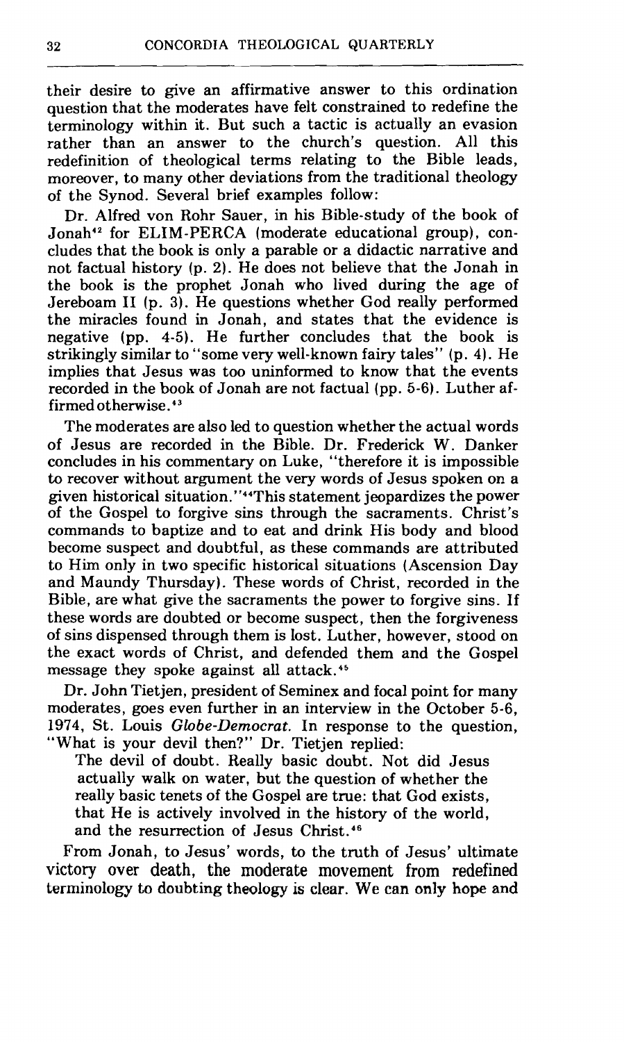their desire to give an affirmative answer to this ordination question that the moderates have felt constrained to redefine the terminology within it. But such a tactic is actually an evasion rather than an answer to the church's question. All this redefinition of theological terms relating to the Bible leads, moreover, to many other deviations from the traditional theology of the Synod. Several brief examples follow:

Dr. Alfred von Rohr Sauer, in his Bible-study of the book of Jonah[42] for ELIM-PERCA (moderate educational group), concludes that the book is only a parable or a didactic narrative and not factual history (p. 2). He does not believe that the Jonah in the book is the prophet Jonah who lived during the age of Jereboam II (p. 3). He questions whether God really performed the miracles found in Jonah, and states that the evidence is negative (pp. 4-5). He further concludes that the book is strikingly similar to "some very well-known fairy tales" (p. 4). He implies that Jesus was too uninformed to know that the events recorded in the book of Jonah are not factual (pp. 5-6). Luther affirmed otherwise.[43]

The moderates are also led to question whether the actual words of Jesus are recorded in the Bible. Dr. Frederick W. Danker concludes in his commentary on Luke, "therefore it is impossible to recover without argument the very words of Jesus spoken on a given historical situation."[44] This statement jeopardizes the power of the Gospel to forgive sins through the sacraments. Christ's commands to baptize and to eat and drink His body and blood become suspect and doubtful, as these commands are attributed to Him only in two specific historical situations (Ascension Day and Maundy Thursday). These words of Christ, recorded in the Bible, are what give the sacraments the power to forgive sins. If these words are doubted or become suspect, then the forgiveness of sins dispensed through them is lost. Luther, however, stood on the exact words of Christ, and defended them and the Gospel message they spoke against all attack.[45]

Dr. John Tietjen, president of Seminex and focal point for many moderates, goes even further in an interview in the October 5-6, 1974, St. Louis *Globe-Democrat*. In response to the question, "What is your devil then?" Dr. Tietjen replied:

> The devil of doubt. Really basic doubt. Not did Jesus actually walk on water, but the question of whether the really basic tenets of the Gospel are true: that God exists, that He is actively involved in the history of the world, and the resurrection of Jesus Christ.[46]

From Jonah, to Jesus' words, to the truth of Jesus' ultimate victory over death, the moderate movement from redefined terminology to doubting theology is clear. We can only hope and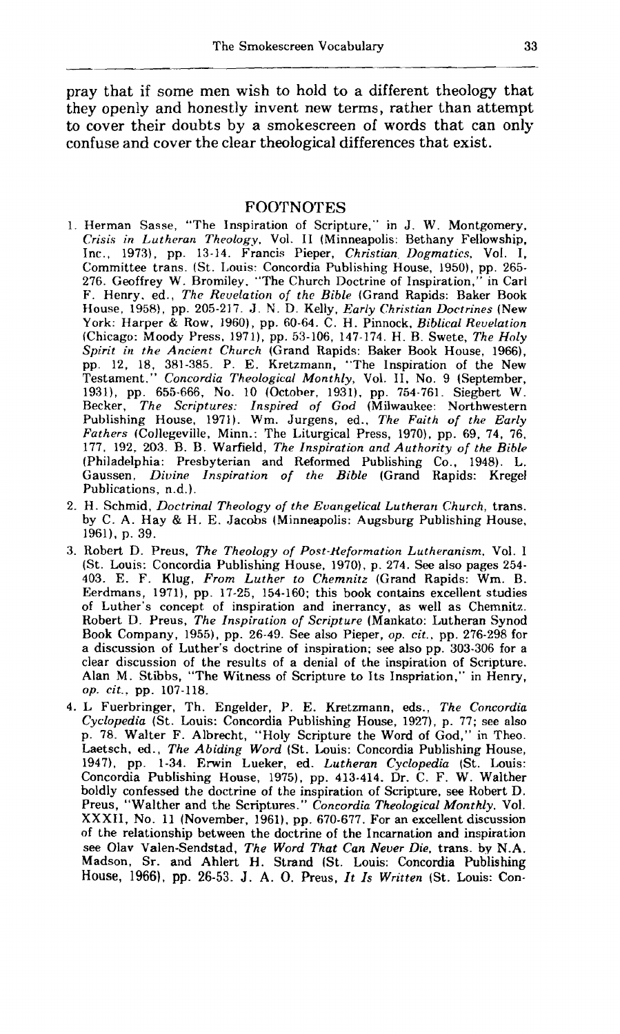pray that if some men wish to hold to a different theology that they openly and honestly invent new terms, rather than attempt to cover their doubts by a smokescreen of words that can only confuse and cover the clear theological differences that exist.

## FOOTNOTES

1. Herman Sasse, "The Inspiration of Scripture," in J. W. Montgomery, *Crisis in Lutheran Theology*, Vol. II (Minneapolis: Bethany Fellowship, Inc., 1973), pp. 13-14. Francis Pieper, *Christian Dogmatics*, Vol. I, Committee trans. (St. Louis: Concordia Publishing House, 1950), pp. 265-276. Geoffrey W. Bromiley, "The Church Doctrine of Inspiration," in Carl F. Henry, ed., *The Revelation of the Bible* (Grand Rapids: Baker Book House, 1958), pp. 205-217. J. N. D. Kelly, *Early Christian Doctrines* (New York: Harper & Row, 1960), pp. 60-64. C. H. Pinnock, *Biblical Revelation* (Chicago: Moody Press, 1971), pp. 53-106, 147-174. H. B. Swete, *The Holy Spirit in the Ancient Church* (Grand Rapids: Baker Book House, 1966), pp. 12, 18, 381-385. P. E. Kretzmann, "The Inspiration of the New Testament." *Concordia Theological Monthly*, Vol. II, No. 9 (September, 1931), pp. 655-666, No. 10 (October, 1931), pp. 754-761. Siegbert W. Becker, *The Scriptures: Inspired of God* (Milwaukee: Northwestern Publishing House, 1971). Wm. Jurgens, ed., *The Faith of the Early Fathers* (Collegeville, Minn.: The Liturgical Press, 1970), pp. 69, 74, 76, 177, 192, 203. B. B. Warfield, *The Inspiration and Authority of the Bible* (Philadelphia: Presbyterian and Reformed Publishing Co., 1948). L. Gaussen, *Divine Inspiration of the Bible* (Grand Rapids: Kregel Publications, n.d.).
2. H. Schmid, *Doctrinal Theology of the Evangelical Lutheran Church*, trans. by C. A. Hay & H. E. Jacobs (Minneapolis: Augsburg Publishing House, 1961), p. 39.
3. Robert D. Preus, *The Theology of Post-Reformation Lutheranism*, Vol. I (St. Louis: Concordia Publishing House, 1970), p. 274. See also pages 254-403. E. F. Klug, *From Luther to Chemnitz* (Grand Rapids: Wm. B. Eerdmans, 1971), pp. 17-25, 154-160; this book contains excellent studies of Luther's concept of inspiration and inerrancy, as well as Chemnitz. Robert D. Preus, *The Inspiration of Scripture* (Mankato: Lutheran Synod Book Company, 1955), pp. 26-49. See also Pieper, *op. cit.*, pp. 276-298 for a discussion of Luther's doctrine of inspiration; see also pp. 303-306 for a clear discussion of the results of a denial of the inspiration of Scripture. Alan M. Stibbs, "The Witness of Scripture to Its Inspriation," in Henry, *op. cit.*, pp. 107-118.
4. L Fuerbringer, Th. Engelder, P. E. Kretzmann, eds., *The Concordia Cyclopedia* (St. Louis: Concordia Publishing House, 1927), p. 77; see also p. 78. Walter F. Albrecht, "Holy Scripture the Word of God," in Theo. Laetsch, ed., *The Abiding Word* (St. Louis: Concordia Publishing House, 1947), pp. 1-34. Erwin Lueker, ed. *Lutheran Cyclopedia* (St. Louis: Concordia Publishing House, 1975), pp. 413-414. Dr. C. F. W. Walther boldly confessed the doctrine of the inspiration of Scripture, see Robert D. Preus, "Walther and the Scriptures." *Concordia Theological Monthly*, Vol. XXXII, No. 11 (November, 1961), pp. 670-677. For an excellent discussion of the relationship between the doctrine of the Incarnation and inspiration see Olav Valen-Sendstad, *The Word That Can Never Die*, trans. by N.A. Madson, Sr. and Ahlert H. Strand (St. Louis: Concordia Publishing House, 1966), pp. 26-53. J. A. O. Preus, *It Is Written* (St. Louis: Con-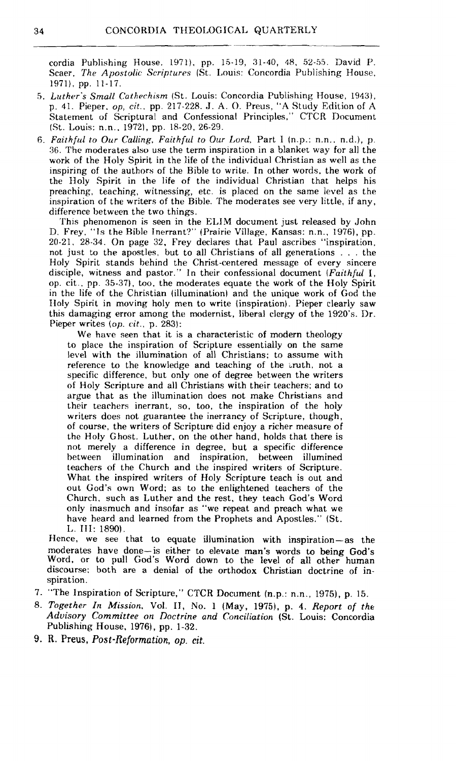cordia Publishing House, 1971), pp. 15-19, 31-40, 48, 52-55. David P. Scaer, *The Apostolic Scriptures* (St. Louis: Concordia Publishing House, 1971), pp. 11-17.

5. *Luther's Small Cathechism* (St. Louis: Concordia Publishing House, 1943), p. 41. Pieper, *op. cit.*, pp. 217-228. J. A. O. Preus, "A Study Edition of A Statement of Scriptural and Confessional Principles," CTCR Document (St. Louis: n.n., 1972), pp. 18-20, 26-29.

6. *Faithful to Our Calling, Faithful to Our Lord*, Part I (n.p.: n.n., n.d.), p. 36. The moderates also use the term inspiration in a blanket way for all the work of the Holy Spirit in the life of the individual Christian as well as the inspiring of the authors of the Bible to write. In other words, the work of the Holy Spirit in the life of the individual Christian that helps his preaching, teaching, witnessing, etc. is placed on the same level as the inspiration of the writers of the Bible. The moderates see very little, if any, difference between the two things.

   This phenomenon is seen in the ELIM document just released by John D. Frey, "Is the Bible Inerrant?" (Prairie Village, Kansas: n.n., 1976), pp. 20-21, 28-34. On page 32, Frey declares that Paul ascribes "inspiration, not just to the apostles, but to all Christians of all generations . . . the Holy Spirit stands behind the Christ-centered message of every sincere disciple, witness and pastor." In their confessional document (*Faithful* I, op. cit., pp. 35-37), too, the moderates equate the work of the Holy Spirit in the life of the Christian (illumination) and the unique work of God the Holy Spirit in moving holy men to write (inspiration). Pieper clearly saw this damaging error among the modernist, liberal clergy of the 1920's. Dr. Pieper writes (*op. cit.*, p. 283):

   > We have seen that it is a characteristic of modern theology to place the inspiration of Scripture essentially on the same level with the illumination of all Christians; to assume with reference to the knowledge and teaching of the truth, not a specific difference, but only one of degree between the writers of Holy Scripture and all Christians with their teachers; and to argue that as the illumination does not make Christians and their teachers inerrant, so, too, the inspiration of the holy writers does not guarantee the inerrancy of Scripture, though, of course, the writers of Scripture did enjoy a richer measure of the Holy Ghost. Luther, on the other hand, holds that there is not merely a difference in degree, but a specific difference between illumination and inspiration, between illumined teachers of the Church and the inspired writers of Scripture. What the inspired writers of Holy Scripture teach is out and out God's own Word; as to the enlightened teachers of the Church, such as Luther and the rest, they teach God's Word only inasmuch and insofar as "we repeat and preach what we have heard and learned from the Prophets and Apostles." (St. L. III: 1890).

   Hence, we see that to equate illumination with inspiration—as the moderates have done—is either to elevate man's words to being God's Word, or to pull God's Word down to the level of all other human discourse; both are a denial of the orthodox Christian doctrine of inspiration.

7. "The Inspiration of Scripture," CTCR Document (n.p.: n.n., 1975), p. 15.

8. *Together In Mission*, Vol. II, No. 1 (May, 1975), p. 4. *Report of the Advisory Committee on Doctrine and Conciliation* (St. Louis: Concordia Publishing House, 1976), pp. 1-32.

9. R. Preus, *Post-Reformation, op. cit.*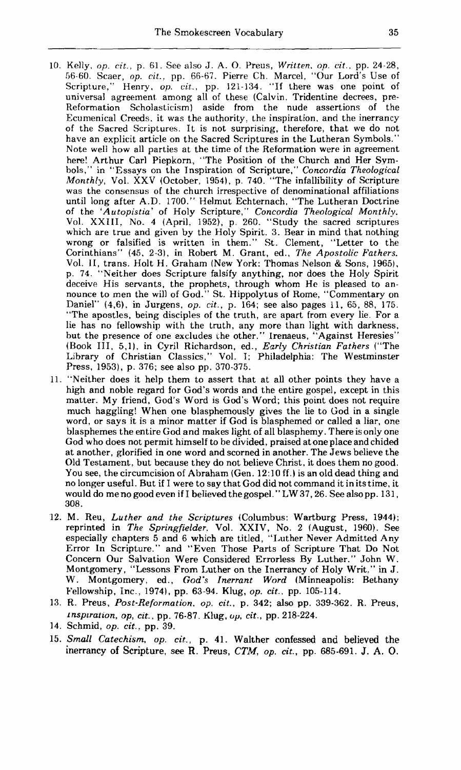10. Kelly, *op. cit.*, p. 61. See also J. A. O. Preus, *Written*, *op. cit.*, pp. 24-28, 56-60. Scaer, *op. cit.*, pp. 66-67. Pierre Ch. Marcel, "Our Lord's Use of Scripture," Henry, *op. cit.*, pp. 121-134. "If there was one point of universal agreement among all of these (Calvin, Tridentine decrees, pre-Reformation Scholasticism) aside from the nude assertions of the Ecumenical Creeds, it was the authority, the inspiration, and the inerrancy of the Sacred Scriptures. It is not surprising, therefore, that we do not have an explicit article on the Sacred Scriptures in the Lutheran Symbols." Note well how all parties at the time of the Reformation were in agreement here! Arthur Carl Piepkorn, "The Position of the Church and Her Symbols," in "Essays on the Inspiration of Scripture," *Concordia Theological Monthly*, Vol. XXV (October, 1954), p. 740. "The infallibility of Scripture was the consensus of the church irrespective of denominational affiliations until long after A.D. 1700." Helmut Echternach, "The Lutheran Doctrine of the '*Autopistia*' of Holy Scripture," *Concordia Theological Monthly*, Vol. XXIII, No. 4 (April, 1952), p. 260. "Study the sacred scriptures which are true and given by the Holy Spirit. 3. Bear in mind that nothing wrong or falsified is written in them." St. Clement, "Letter to the Corinthians" (45, 2-3), in Robert M. Grant, ed., *The Apostolic Fathers*, Vol. II, trans. Holt H. Graham (New York: Thomas Nelson & Sons, 1965), p. 74. "Neither does Scripture falsify anything, nor does the Holy Spirit deceive His servants, the prophets, through whom He is pleased to announce to men the will of God." St. Hippolytus of Rome, "Commentary on Daniel" (4,6), in Jurgens, *op. cit.*, p. 164; see also pages 11, 65, 88, 175. "The apostles, being disciples of the truth, are apart from every lie. For a lie has no fellowship with the truth, any more than light with darkness, but the presence of one excludes the other." Irenaeus, "Against Heresies" (Book III, 5,1), in Cyril Richardson, ed., *Early Christian Fathers* ("The Library of Christian Classics," Vol. I; Philadelphia: The Westminster Press, 1953), p. 376; see also pp. 370-375.

11. "Neither does it help them to assert that at all other points they have a high and noble regard for God's words and the entire gospel, except in this matter. My friend, God's Word is God's Word; this point does not require much haggling! When one blasphemously gives the lie to God in a single word, or says it is a minor matter if God is blasphemed or called a liar, one blasphemes the entire God and makes light of all blasphemy. There is only one God who does not permit himself to be divided, praised at one place and chided at another, glorified in one word and scorned in another. The Jews believe the Old Testament, but because they do not believe Christ, it does them no good. You see, the circumcision of Abraham (Gen. 12:10 ff.) is an old dead thing and no longer useful. But if I were to say that God did not command it in its time, it would do me no good even if I believed the gospel." LW 37, 26. See also pp. 131, 308.

12. M. Reu, *Luther and the Scriptures* (Columbus: Wartburg Press, 1944); reprinted in *The Springfielder*, Vol. XXIV, No. 2 (August, 1960). See especially chapters 5 and 6 which are titled, "Luther Never Admitted Any Error In Scripture." and "Even Those Parts of Scripture That Do Not Concern Our Salvation Were Considered Errorless By Luther." John W. Montgomery, "Lessons From Luther on the Inerrancy of Holy Writ," in J. W. Montgomery, ed., *God's Inerrant Word* (Minneapolis: Bethany Fellowship, Inc., 1974), pp. 63-94. Klug, *op. cit.*, pp. 105-114.

13. R. Preus, *Post-Reformation*, *op. cit.*, p. 342; also pp. 339-362. R. Preus, *Inspiration*, *op, cit.*, pp. 76-87. Klug, *op, cit.*, pp. 218-224.

14. Schmid, *op. cit.*, pp. 39.

15. *Small Catechism*, *op. cit.*, p. 41. Walther confessed and believed the inerrancy of Scripture, see R. Preus, *CTM*, *op. cit.*, pp. 685-691. J. A. O.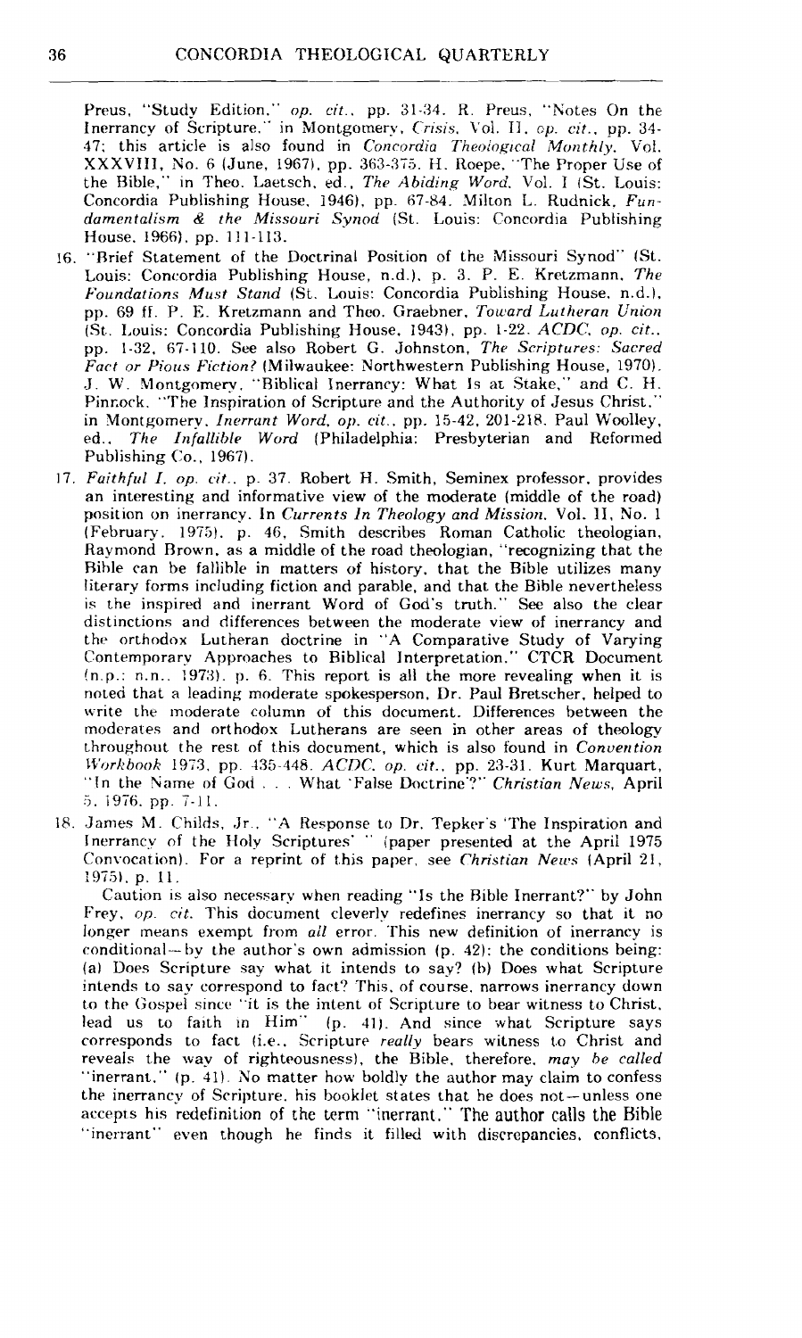Preus, "Study Edition," *op. cit.*, pp. 31-34. R. Preus, "Notes On the Inerrancy of Scripture," in Montgomery, *Crisis*, Vol. II, *op. cit.*, pp. 34-47; this article is also found in *Concordia Theological Monthly*, Vol. XXXVIII, No. 6 (June, 1967), pp. 363-375. H. Roepe, "The Proper Use of the Bible," in Theo. Laetsch, ed., *The Abiding Word*, Vol. I (St. Louis: Concordia Publishing House, 1946), pp. 67-84. Milton L. Rudnick, *Fundamentalism & the Missouri Synod* (St. Louis: Concordia Publishing House, 1966), pp. 111-113.

16. "Brief Statement of the Doctrinal Position of the Missouri Synod" (St. Louis: Concordia Publishing House, n.d.), p. 3. P. E. Kretzmann, *The Foundations Must Stand* (St. Louis: Concordia Publishing House, n.d.), pp. 69 ff. P. E. Kretzmann and Theo. Graebner, *Toward Lutheran Union* (St. Louis: Concordia Publishing House, 1943), pp. 1-22. *ACDC*, *op. cit.*, pp. 1-32, 67-110. See also Robert G. Johnston, *The Scriptures: Sacred Fact or Pious Fiction?* (Milwaukee: Northwestern Publishing House, 1970). J. W. Montgomery, "Biblical Inerrancy: What Is at Stake," and C. H. Pinnock, "The Inspiration of Scripture and the Authority of Jesus Christ," in Montgomery, *Inerrant Word*, *op. cit.*, pp. 15-42, 201-218. Paul Woolley, ed., *The Infallible Word* (Philadelphia: Presbyterian and Reformed Publishing Co., 1967).

17. *Faithful I*, *op. cit.*, p. 37. Robert H. Smith, Seminex professor, provides an interesting and informative view of the moderate (middle of the road) position on inerrancy. In *Currents In Theology and Mission*, Vol. II, No. 1 (February, 1975), p. 46, Smith describes Roman Catholic theologian, Raymond Brown, as a middle of the road theologian, "recognizing that the Bible can be fallible in matters of history, that the Bible utilizes many literary forms including fiction and parable, and that the Bible nevertheless is the inspired and inerrant Word of God's truth." See also the clear distinctions and differences between the moderate view of inerrancy and the orthodox Lutheran doctrine in "A Comparative Study of Varying Contemporary Approaches to Biblical Interpretation," CTCR Document (n.p.: n.n., 1973), p. 6. This report is all the more revealing when it is noted that a leading moderate spokesperson, Dr. Paul Bretscher, helped to write the moderate column of this document. Differences between the moderates and orthodox Lutherans are seen in other areas of theology throughout the rest of this document, which is also found in *Convention Workbook* 1973, pp. 435-448. *ACDC*, *op. cit.*, pp. 23-31. Kurt Marquart, "In the Name of God . . . What 'False Doctrine'?" *Christian News*, April 5, 1976, pp. 7-11.

18. James M. Childs, Jr., "A Response to Dr. Tepker's 'The Inspiration and Inerrancy of the Holy Scriptures' " (paper presented at the April 1975 Convocation). For a reprint of this paper, see *Christian News* (April 21, 1975), p. 11.

    Caution is also necessary when reading "Is the Bible Inerrant?" by John Frey, *op. cit.* This document cleverly redefines inerrancy so that it no longer means exempt from *all* error. This new definition of inerrancy is conditional—by the author's own admission (p. 42); the conditions being: (a) Does Scripture say what it intends to say? (b) Does what Scripture intends to say correspond to fact? This, of course, narrows inerrancy down to the Gospel since "it is the intent of Scripture to bear witness to Christ, lead us to faith in Him" (p. 41). And since what Scripture says corresponds to fact (i.e., Scripture *really* bears witness to Christ and reveals the way of righteousness), the Bible, therefore, *may be called* "inerrant," (p. 41). No matter how boldly the author may claim to confess the inerrancy of Scripture, his booklet states that he does not—unless one accepts his redefinition of the term "inerrant." The author calls the Bible "inerrant" even though he finds it filled with discrepancies, conflicts,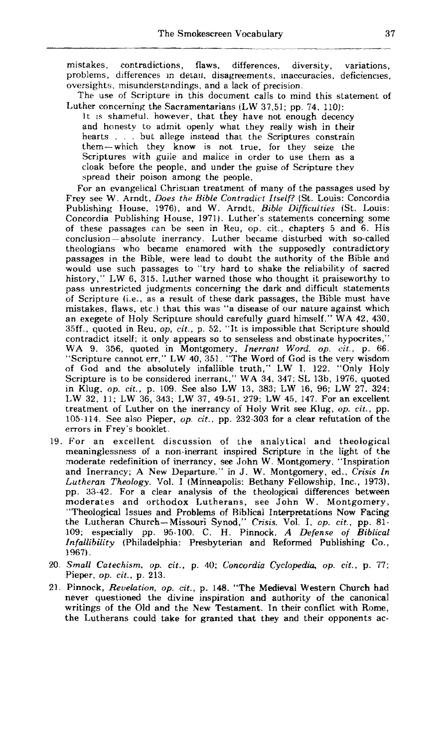mistakes, contradictions, flaws, differences, diversity, variations, problems, differences in detail, disagreements, inaccuracies, deficiencies, oversights, misunderstandings, and a lack of precision.

The use of Scripture in this document calls to mind this statement of Luther concerning the Sacramentarians (LW 37,51; pp. 74, 110):

> It is shameful, however, that they have not enough decency and honesty to admit openly what they really wish in their hearts . . . but allege instead that the Scriptures constrain them—which they know is not true, for they seize the Scriptures with guile and malice in order to use them as a cloak before the people, and under the guise of Scripture they spread their poison among the people.

For an evangelical Christian treatment of many of the passages used by Frey see W. Arndt, *Does the Bible Contradict Itself?* (St. Louis: Concordia Publishing House, 1976), and W. Arndt, *Bible Difficulties* (St. Louis: Concordia Publishing House, 1971). Luther's statements concerning some of these passages can be seen in Reu, op. cit., chapters 5 and 6. His conclusion—absolute inerrancy. Luther became disturbed with so-called theologians who became enamored with the supposedly contradictory passages in the Bible, were lead to doubt the authority of the Bible and would use such passages to "try hard to shake the reliability of sacred history," LW 6, 315. Luther warned those who thought it praiseworthy to pass unrestricted judgments concerning the dark and difficult statements of Scripture (i.e., as a result of these dark passages, the Bible must have mistakes, flaws, etc.) that this was "a disease of our nature against which an exegete of Holy Scripture should carefully guard himself." WA 42, 430, 35ff., quoted in Reu, *op, cit.*, p. 52. "It is impossible that Scripture should contradict itself; it only appears so to senseless and obstinate hypocrites," WA 9, 356, quoted in Montgomery, *Inerrant Word*, *op. cit.*, p. 66. "Scripture cannot err," LW 40, 351. "The Word of God is the very wisdom of God and the absolutely infallible truth," LW I, 122. "Only Holy Scripture is to be considered inerrant," WA 34, 347; SL 13b, 1976, quoted in Klug, *op. cit.*, p. 109. See also LW 13, 383; LW 16, 96; LW 27, 324; LW 32, 11; LW 36, 343; LW 37, 49-51, 279; LW 45, 147. For an excellent treatment of Luther on the inerrancy of Holy Writ see Klug, *op. cit.*, pp. 105-114. See also Pieper, *op. cit.*, pp. 232-303 for a clear refutation of the errors in Frey's booklet.

19. For an excellent discussion of the analytical and theological meaninglessness of a non-inerrant inspired Scripture in the light of the moderate redefinition of inerrancy, see John W. Montgomery, "Inspiration and Inerrancy; A New Departure," in J. W. Montgomery, ed., *Crisis In Lutheran Theology*, Vol. I (Minneapolis: Bethany Fellowship, Inc., 1973), pp. 33-42. For a clear analysis of the theological differences between moderates and orthodox Lutherans, see John W. Montgomery, "Theological Issues and Problems of Biblical Interpretations Now Facing the Lutheran Church—Missouri Synod," *Crisis*, Vol. I, *op. cit.*, pp. 81-109; especially pp. 95-100. C. H. Pinnock, *A Defense of Biblical Infallibility* (Philadelphia: Presbyterian and Reformed Publishing Co., 1967).

20. *Small Catechism*, *op. cit.*, p. 40; *Concordia Cyclopedia*, *op. cit.*, p. 77; Pieper, *op. cit.*, p. 213.

21. Pinnock, *Revelation*, *op. cit.*, p. 148. "The Medieval Western Church had never questioned the divine inspiration and authority of the canonical writings of the Old and the New Testament. In their conflict with Rome, the Lutherans could take for granted that they and their opponents ac-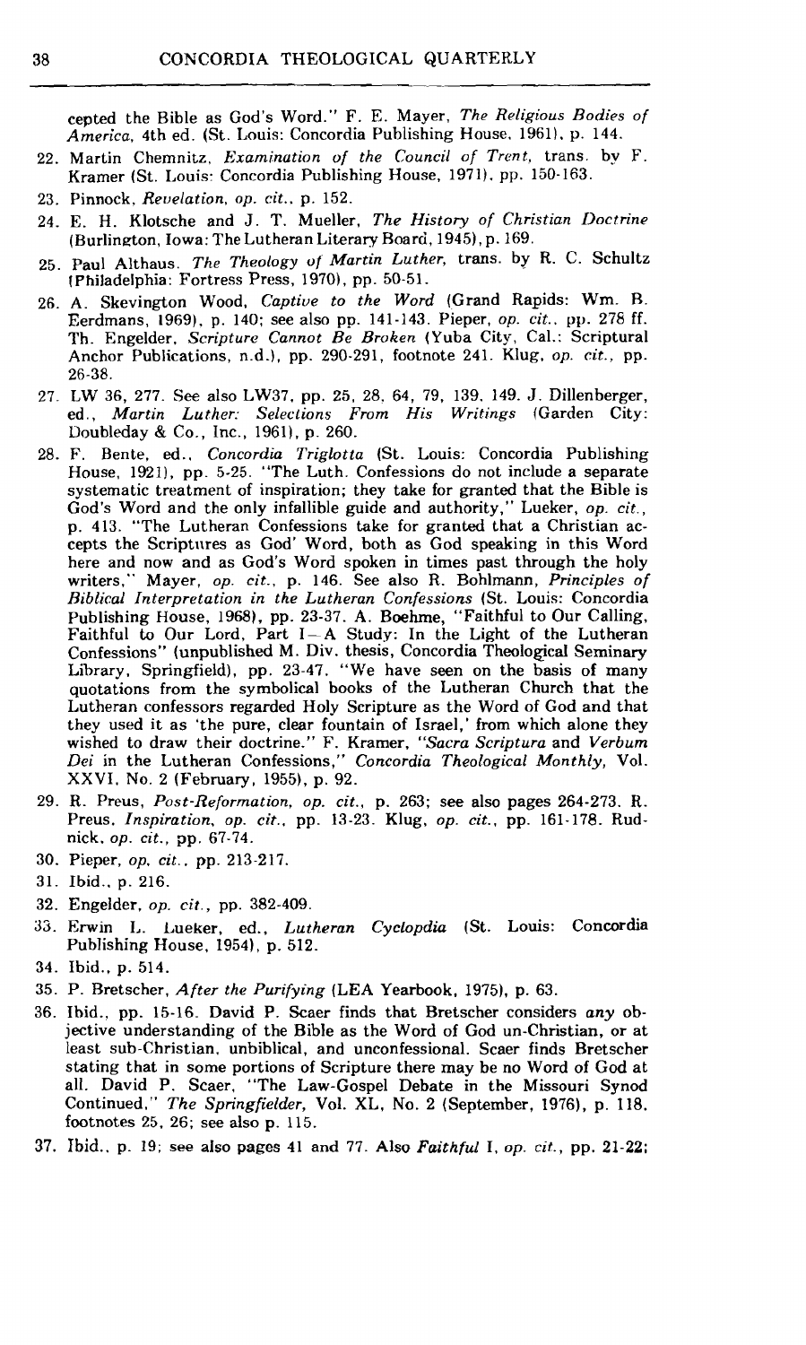cepted the Bible as God's Word." F. E. Mayer, *The Religious Bodies of America*, 4th ed. (St. Louis: Concordia Publishing House, 1961), p. 144.

22. Martin Chemnitz, *Examination of the Council of Trent*, trans. by F. Kramer (St. Louis: Concordia Publishing House, 1971), pp. 150-163.
23. Pinnock, *Revelation*, *op. cit.*, p. 152.
24. E. H. Klotsche and J. T. Mueller, *The History of Christian Doctrine* (Burlington, Iowa: The Lutheran Literary Board, 1945), p. 169.
25. Paul Althaus, *The Theology of Martin Luther*, trans. by R. C. Schultz (Philadelphia: Fortress Press, 1970), pp. 50-51.
26. A. Skevington Wood, *Captive to the Word* (Grand Rapids: Wm. B. Eerdmans, 1969), p. 140; see also pp. 141-143. Pieper, *op. cit.*, pp. 278 ff. Th. Engelder, *Scripture Cannot Be Broken* (Yuba City, Cal.: Scriptural Anchor Publications, n.d.), pp. 290-291, footnote 241. Klug, *op. cit.*, pp. 26-38.
27. LW 36, 277. See also LW37, pp. 25, 28, 64, 79, 139, 149. J. Dillenberger, ed., *Martin Luther: Selections From His Writings* (Garden City: Doubleday & Co., Inc., 1961), p. 260.
28. F. Bente, ed., *Concordia Triglotta* (St. Louis: Concordia Publishing House, 1921), pp. 5-25. "The Luth. Confessions do not include a separate systematic treatment of inspiration; they take for granted that the Bible is God's Word and the only infallible guide and authority," Lueker, *op. cit.*, p. 413. "The Lutheran Confessions take for granted that a Christian accepts the Scriptures as God' Word, both as God speaking in this Word here and now and as God's Word spoken in times past through the holy writers," Mayer, *op. cit.*, p. 146. See also R. Bohlmann, *Principles of Biblical Interpretation in the Lutheran Confessions* (St. Louis: Concordia Publishing House, 1968), pp. 23-37. A. Boehme, "Faithful to Our Calling, Faithful to Our Lord, Part I—A Study: In the Light of the Lutheran Confessions" (unpublished M. Div. thesis, Concordia Theological Seminary Library, Springfield), pp. 23-47. "We have seen on the basis of many quotations from the symbolical books of the Lutheran Church that the Lutheran confessors regarded Holy Scripture as the Word of God and that they used it as 'the pure, clear fountain of Israel,' from which alone they wished to draw their doctrine." F. Kramer, "*Sacra Scriptura* and *Verbum Dei* in the Lutheran Confessions," *Concordia Theological Monthly*, Vol. XXVI, No. 2 (February, 1955), p. 92.
29. R. Preus, *Post-Reformation*, *op. cit.*, p. 263; see also pages 264-273. R. Preus, *Inspiration*, *op. cit.*, pp. 13-23. Klug, *op. cit.*, pp. 161-178. Rudnick, *op. cit.*, pp. 67-74.
30. Pieper, *op. cit.*, pp. 213-217.
31. Ibid., p. 216.
32. Engelder, *op. cit.*, pp. 382-409.
33. Erwin L. Lueker, ed., *Lutheran Cyclopdia* (St. Louis: Concordia Publishing House, 1954), p. 512.
34. Ibid., p. 514.
35. P. Bretscher, *After the Purifying* (LEA Yearbook, 1975), p. 63.
36. Ibid., pp. 15-16. David P. Scaer finds that Bretscher considers *any* objective understanding of the Bible as the Word of God un-Christian, or at least sub-Christian, unbiblical, and unconfessional. Scaer finds Bretscher stating that in some portions of Scripture there may be no Word of God at all. David P. Scaer, "The Law-Gospel Debate in the Missouri Synod Continued," *The Springfielder*, Vol. XL, No. 2 (September, 1976), p. 118, footnotes 25, 26; see also p. 115.
37. Ibid., p. 19; see also pages 41 and 77. Also *Faithful* I, *op. cit.*, pp. 21-22;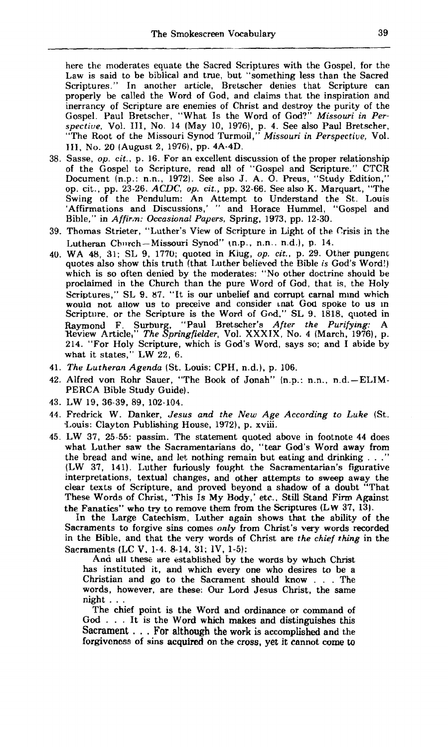here the moderates equate the Sacred Scriptures with the Gospel, for the Law is said to be biblical and true, but "something less than the Sacred Scriptures." In another article, Bretscher denies that Scripture can properly be called the Word of God, and claims that the inspiration and inerrancy of Scripture are enemies of Christ and destroy the purity of the Gospel. Paul Bretscher, "What Is the Word of God?" *Missouri in Perspective*, Vol. III, No. 14 (May 10, 1976), p. 4. See also Paul Bretscher, "The Root of the Missouri Synod Turmoil," *Missouri in Perspective*, Vol. III, No. 20 (August 2, 1976), pp. 4A-4D.

38. Sasse, *op. cit.*, p. 16. For an excellent discussion of the proper relationship of the Gospel to Scripture, read all of "Gospel and Scripture." CTCR Document (n.p.: n.n., 1972). See also J. A. O. Preus, "Study Edition," op. cit., pp. 23-26. *ACDC*, *op. cit.*, pp. 32-66. See also K. Marquart, "The Swing of the Pendulum: An Attempt to Understand the St. Louis 'Affirmations and Discussions,' " and Horace Hummel, "Gospel and Bible," in *Affirm: Occasional Papers*, Spring, 1973, pp. 12-30.
39. Thomas Strieter, "Luther's View of Scripture in Light of the Crisis in the Lutheran Church—Missouri Synod" (n.p., n.n., n.d.), p. 14.
40. WA 48, 31; SL 9, 1770; quoted in Klug, *op. cit.*, p. 29. Other pungent quotes also show this truth (that Luther believed the Bible *is* God's Word!) which is so often denied by the moderates: "No other doctrine should be proclaimed in the Church than the pure Word of God, that is, the Holy Scriptures," SL 9. 87. "It is our unbelief and corrupt carnal mind which would not allow us to preceive and consider that God spoke to us in Scripture, or the Scripture is the Word of God," SL 9. 1818, quoted in Raymond F. Surburg, "Paul Bretscher's *After the Purifying*: A Review Article," *The Springfielder*, Vol. XXXIX, No. 4 (March, 1976), p. 214. "For Holy Scripture, which is God's Word, says so; and I abide by what it states," LW 22, 6.
41. *The Lutheran Agenda* (St. Louis: CPH, n.d.), p. 106.
42. Alfred von Rohr Sauer, "The Book of Jonah" (n.p.: n.n., n.d.—ELIM-PERCA Bible Study Guide).
43. LW 19, 36-39, 89, 102-104.
44. Fredrick W. Danker, *Jesus and the New Age According to Luke* (St. Louis: Clayton Publishing House, 1972), p. xviii.
45. LW 37, 25-55: passim. The statement quoted above in footnote 44 does what Luther saw the Sacramentarians do, "tear God's Word away from the bread and wine, and let nothing remain but eating and drinking . . ." (LW 37, 141). Luther furiously fought the Sacramentarian's figurative interpretations, textual changes, and other attempts to sweep away the clear texts of Scripture, and proved beyond a shadow of a doubt "That These Words of Christ, 'This Is My Body,' etc., Still Stand Firm Against the Fanatics" who try to remove them from the Scriptures (LW 37, 13).

    In the Large Catechism, Luther again shows that the ability of the Sacraments to forgive sins comes *only* from Christ's very words recorded in the Bible, and that the very words of Christ are *the chief thing* in the Sacraments (LC V, 1-4. 8-14. 31; IV, 1-5):

    > And all these are established by the words by which Christ has instituted it, and which every one who desires to be a Christian and go to the Sacrament should know . . . The words, however, are these: Our Lord Jesus Christ, the same night . . .
    >
    > The chief point is the Word and ordinance or command of God . . . It is the Word which makes and distinguishes this Sacrament . . . For although the work is accomplished and the forgiveness of sins acquired on the cross, yet it cannot come to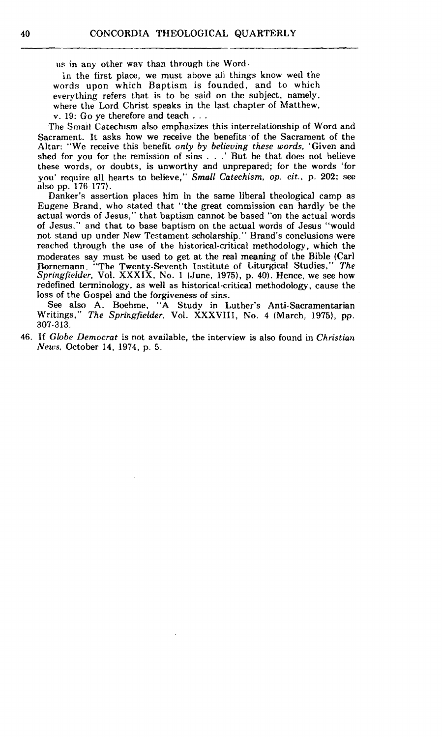us in any other way than through the Word.

In the first place, we must above all things know well the words upon which Baptism is founded, and to which everything refers that is to be said on the subject, namely, where the Lord Christ speaks in the last chapter of Matthew, v. 19: Go ye therefore and teach . . .

The Small Catechism also emphasizes this interrelationship of Word and Sacrament. It asks how we receive the benefits of the Sacrament of the Altar: "We receive this benefit *only by believing these words*, 'Given and shed for you for the remission of sins . . .' But he that does not believe these words, or doubts, is unworthy and unprepared; for the words 'for you' require all hearts to believe," *Small Catechism, op. cit.*, p. 202; see also pp. 176-177).

Danker's assertion places him in the same liberal theological camp as Eugene Brand, who stated that "the great commission can hardly be the actual words of Jesus," that baptism cannot be based "on the actual words of Jesus," and that to base baptism on the actual words of Jesus "would not stand up under New Testament scholarship." Brand's conclusions were reached through the use of the historical-critical methodology, which the moderates say must be used to get at the real meaning of the Bible (Carl Bornemann, "The Twenty-Seventh Institute of Liturgical Studies," *The Springfielder*, Vol. XXXIX, No. 1 (June, 1975), p. 40). Hence, we see how redefined terminology, as well as historical-critical methodology, cause the loss of the Gospel and the forgiveness of sins.

See also A. Boehme, "A Study in Luther's Anti-Sacramentarian Writings," *The Springfielder*, Vol. XXXVIII, No. 4 (March, 1975), pp. 307-313.

46. If *Globe Democrat* is not available, the interview is also found in *Christian News*, October 14, 1974, p. 5.